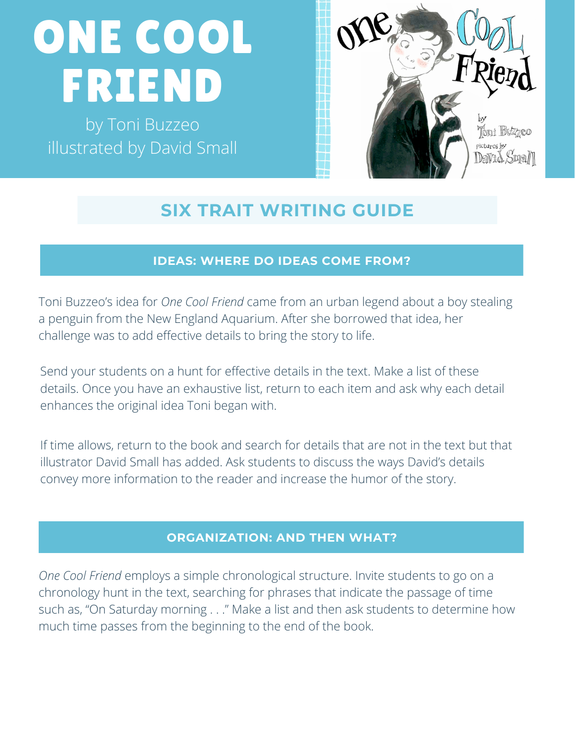# ONE COOL FRIEND

by Toni Buzzeo
illustrated by David Small

## SIX TRAIT WRITING GUIDE

### IDEAS: WHERE DO IDEAS COME FROM?

Toni Buzzeo's idea for *One Cool Friend* came from an urban legend about a boy stealing a penguin from the New England Aquarium. After she borrowed that idea, her challenge was to add effective details to bring the story to life.

Send your students on a hunt for effective details in the text. Make a list of these details. Once you have an exhaustive list, return to each item and ask why each detail enhances the original idea Toni began with.

If time allows, return to the book and search for details that are not in the text but that illustrator David Small has added. Ask students to discuss the ways David's details convey more information to the reader and increase the humor of the story.

### ORGANIZATION: AND THEN WHAT?

*One Cool Friend* employs a simple chronological structure. Invite students to go on a chronology hunt in the text, searching for phrases that indicate the passage of time such as, "On Saturday morning . . ." Make a list and then ask students to determine how much time passes from the beginning to the end of the book.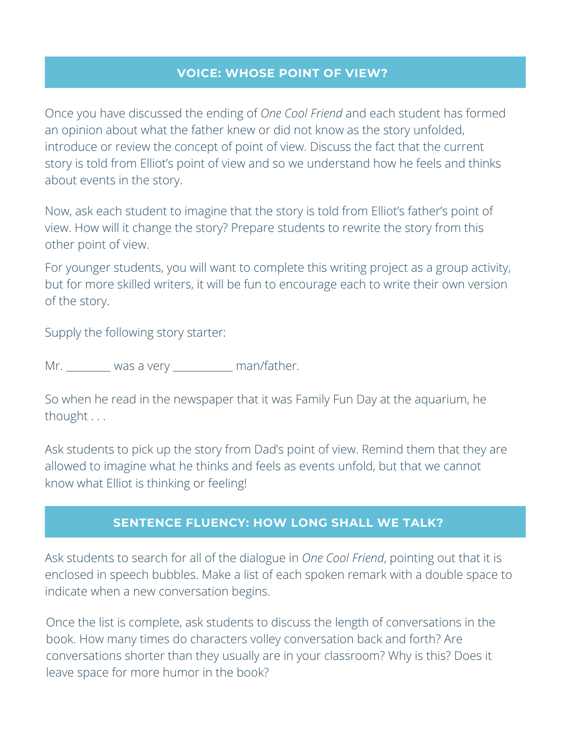## VOICE: WHOSE POINT OF VIEW?

Once you have discussed the ending of *One Cool Friend* and each student has formed an opinion about what the father knew or did not know as the story unfolded, introduce or review the concept of point of view. Discuss the fact that the current story is told from Elliot's point of view and so we understand how he feels and thinks about events in the story.

Now, ask each student to imagine that the story is told from Elliot's father's point of view. How will it change the story? Prepare students to rewrite the story from this other point of view.

For younger students, you will want to complete this writing project as a group activity, but for more skilled writers, it will be fun to encourage each to write their own version of the story.

Supply the following story starter:

Mr. ________ was a very ___________ man/father.

So when he read in the newspaper that it was Family Fun Day at the aquarium, he thought . . .

Ask students to pick up the story from Dad's point of view. Remind them that they are allowed to imagine what he thinks and feels as events unfold, but that we cannot know what Elliot is thinking or feeling!

## SENTENCE FLUENCY: HOW LONG SHALL WE TALK?

Ask students to search for all of the dialogue in *One Cool Friend*, pointing out that it is enclosed in speech bubbles. Make a list of each spoken remark with a double space to indicate when a new conversation begins.

Once the list is complete, ask students to discuss the length of conversations in the book. How many times do characters volley conversation back and forth? Are conversations shorter than they usually are in your classroom? Why is this? Does it leave space for more humor in the book?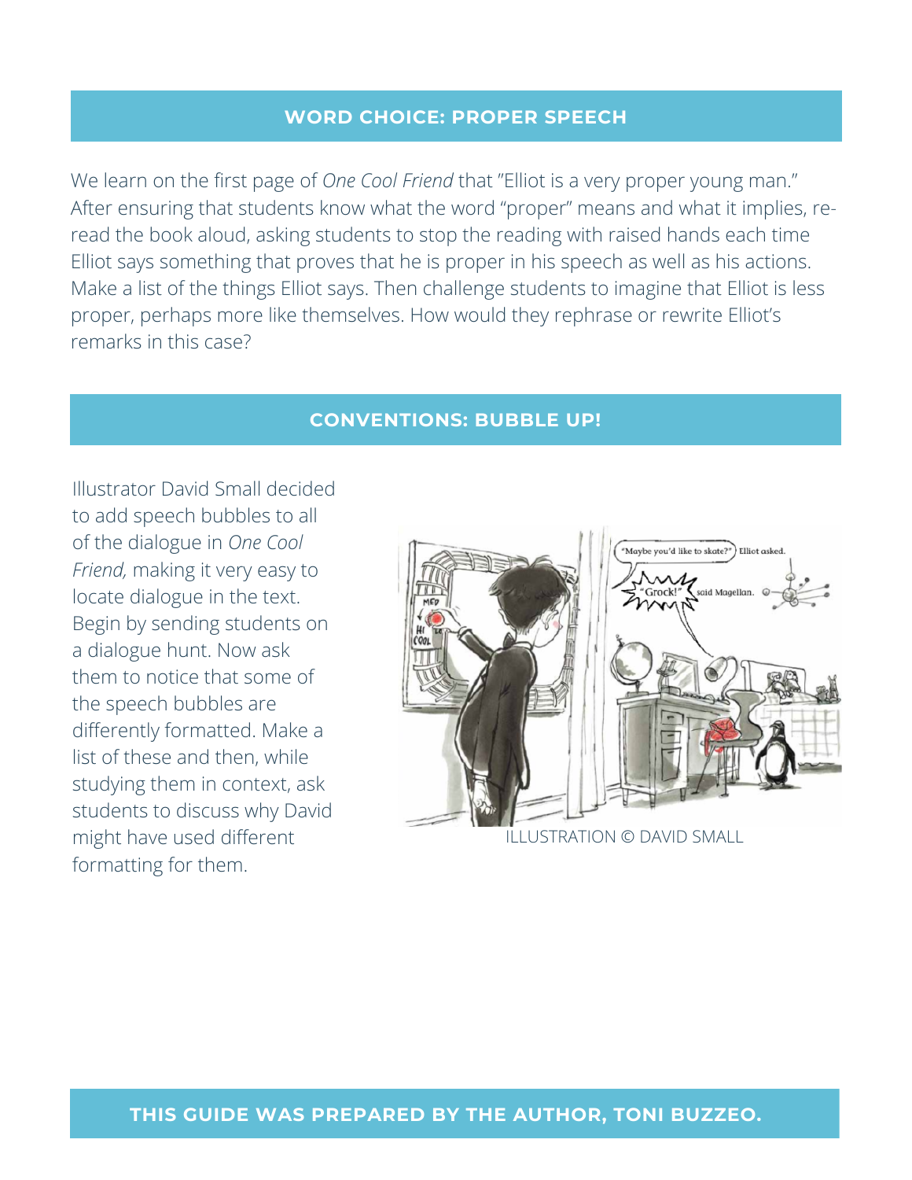## WORD CHOICE: PROPER SPEECH

We learn on the first page of *One Cool Friend* that "Elliot is a very proper young man." After ensuring that students know what the word "proper" means and what it implies, re-read the book aloud, asking students to stop the reading with raised hands each time Elliot says something that proves that he is proper in his speech as well as his actions. Make a list of the things Elliot says. Then challenge students to imagine that Elliot is less proper, perhaps more like themselves. How would they rephrase or rewrite Elliot's remarks in this case?

## CONVENTIONS: BUBBLE UP!

Illustrator David Small decided to add speech bubbles to all of the dialogue in *One Cool Friend,* making it very easy to locate dialogue in the text. Begin by sending students on a dialogue hunt. Now ask them to notice that some of the speech bubbles are differently formatted. Make a list of these and then, while studying them in context, ask students to discuss why David might have used different formatting for them.

ILLUSTRATION © DAVID SMALL

**THIS GUIDE WAS PREPARED BY THE AUTHOR, TONI BUZZEO.**